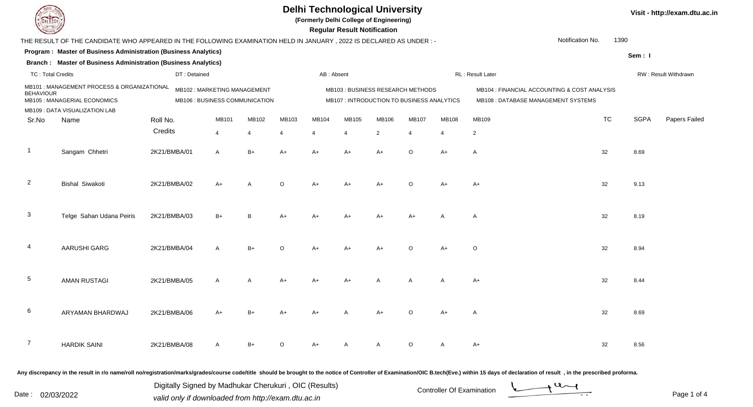# Delhi Technological University

**(Formerly Delhi College of Engineering)**

**Regular Result Notification**

Visit - http://exam.dtu.ac.in

THE RESULT OF THE CANDIDATE WHO APPEARED IN THE FOLLOWING EXAMINATION HELD IN JANUARY , 2022 IS DECLARED AS UNDER : -

Notification No. 1390

**Program : Master of Business Administration (Business Analytics)**

**Branch : Master of Business Administration (Business Analytics)**

Sem : I

TC : Total Credits | DT : Detained | AB : Absent | RL : Result Later | RW : Result Withdrawn

MB101 : MANAGEMENT PROCESS & ORGANIZATIONAL BEHAVIOUR
MB102 : MARKETING MANAGEMENT
MB103 : BUSINESS RESEARCH METHODS
MB104 : FINANCIAL ACCOUNTING & COST ANALYSIS
MB105 : MANAGERIAL ECONOMICS
MB106 : BUSINESS COMMUNICATION
MB107 : INTRODUCTION TO BUSINESS ANALYTICS
MB108 : DATABASE MANAGEMENT SYSTEMS
MB109 : DATA VISUALIZATION LAB

| Sr.No | Name | Roll No. | MB101 | MB102 | MB103 | MB104 | MB105 | MB106 | MB107 | MB108 | MB109 | TC | SGPA | Papers Failed |
|---|---|---|---|---|---|---|---|---|---|---|---|---|---|---|
| | | Credits | 4 | 4 | 4 | 4 | 4 | 2 | 4 | 4 | 2 | | | |
| 1 | Sangam Chhetri | 2K21/BMBA/01 | A | B+ | A+ | A+ | A+ | A+ | O | A+ | A | 32 | 8.69 | |
| 2 | Bishal Siwakoti | 2K21/BMBA/02 | A+ | A | O | A+ | A+ | A+ | O | A+ | A+ | 32 | 9.13 | |
| 3 | Telge Sahan Udana Peiris | 2K21/BMBA/03 | B+ | B | A+ | A+ | A+ | A+ | A+ | A | A | 32 | 8.19 | |
| 4 | AARUSHI GARG | 2K21/BMBA/04 | A | B+ | O | A+ | A+ | A+ | O | A+ | O | 32 | 8.94 | |
| 5 | AMAN RUSTAGI | 2K21/BMBA/05 | A | A | A+ | A+ | A+ | A | A | A | A+ | 32 | 8.44 | |
| 6 | ARYAMAN BHARDWAJ | 2K21/BMBA/06 | A+ | B+ | A+ | A+ | A | A+ | O | A+ | A | 32 | 8.69 | |
| 7 | HARDIK SAINI | 2K21/BMBA/08 | A | B+ | O | A+ | A | A | O | A | A+ | 32 | 8.56 | |

**Any discrepancy in the result in r/o name/roll no/registration/marks/grades/course code/title should be brought to the notice of Controller of Examination/OIC B.tech(Eve.) within 15 days of declaration of result , in the prescribed proforma.**

Date : 02/03/2022

Digitally Signed by Madhukar Cherukuri , OIC (Results)
*valid only if downloaded from http://exam.dtu.ac.in*

Controller Of Examination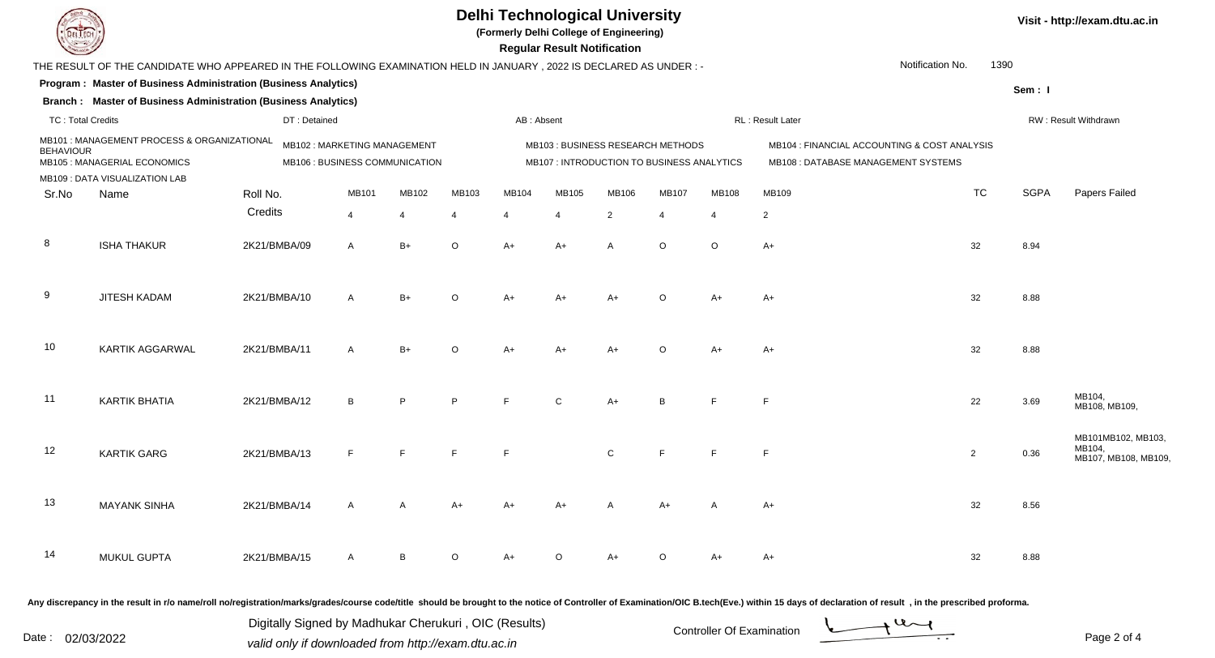# Delhi Technological University

**(Formerly Delhi College of Engineering)**

**Regular Result Notification**

Visit - http://exam.dtu.ac.in

THE RESULT OF THE CANDIDATE WHO APPEARED IN THE FOLLOWING EXAMINATION HELD IN JANUARY , 2022 IS DECLARED AS UNDER : -

Notification No. 1390

**Program : Master of Business Administration (Business Analytics)**

**Sem : I**

**Branch : Master of Business Administration (Business Analytics)**

TC : Total Credits | DT : Detained | AB : Absent | RL : Result Later | RW : Result Withdrawn

MB101 : MANAGEMENT PROCESS & ORGANIZATIONAL BEHAVIOUR
MB102 : MARKETING MANAGEMENT
MB103 : BUSINESS RESEARCH METHODS
MB104 : FINANCIAL ACCOUNTING & COST ANALYSIS
MB105 : MANAGERIAL ECONOMICS
MB106 : BUSINESS COMMUNICATION
MB107 : INTRODUCTION TO BUSINESS ANALYTICS
MB108 : DATABASE MANAGEMENT SYSTEMS
MB109 : DATA VISUALIZATION LAB

| Sr.No | Name | Roll No. | MB101 | MB102 | MB103 | MB104 | MB105 | MB106 | MB107 | MB108 | MB109 | TC | SGPA | Papers Failed |
|---|---|---|---|---|---|---|---|---|---|---|---|---|---|---|
| | | Credits | 4 | 4 | 4 | 4 | 4 | 2 | 4 | 4 | 2 | | | |
| 8 | ISHA THAKUR | 2K21/BMBA/09 | A | B+ | O | A+ | A+ | A | O | O | A+ | 32 | 8.94 | |
| 9 | JITESH KADAM | 2K21/BMBA/10 | A | B+ | O | A+ | A+ | A+ | O | A+ | A+ | 32 | 8.88 | |
| 10 | KARTIK AGGARWAL | 2K21/BMBA/11 | A | B+ | O | A+ | A+ | A+ | O | A+ | A+ | 32 | 8.88 | |
| 11 | KARTIK BHATIA | 2K21/BMBA/12 | B | P | P | F | C | A+ | B | F | F | 22 | 3.69 | MB104, MB108, MB109, |
| 12 | KARTIK GARG | 2K21/BMBA/13 | F | F | F | F | | C | F | F | F | 2 | 0.36 | MB101MB102, MB103, MB104, MB107, MB108, MB109, |
| 13 | MAYANK SINHA | 2K21/BMBA/14 | A | A | A+ | A+ | A+ | A | A+ | A | A+ | 32 | 8.56 | |
| 14 | MUKUL GUPTA | 2K21/BMBA/15 | A | B | O | A+ | O | A+ | O | A+ | A+ | 32 | 8.88 | |

**Any discrepancy in the result in r/o name/roll no/registration/marks/grades/course code/title should be brought to the notice of Controller of Examination/OIC B.tech(Eve.) within 15 days of declaration of result , in the prescribed proforma.**

Date : 02/03/2022

Digitally Signed by Madhukar Cherukuri , OIC (Results)
valid only if downloaded from http://exam.dtu.ac.in

Controller Of Examination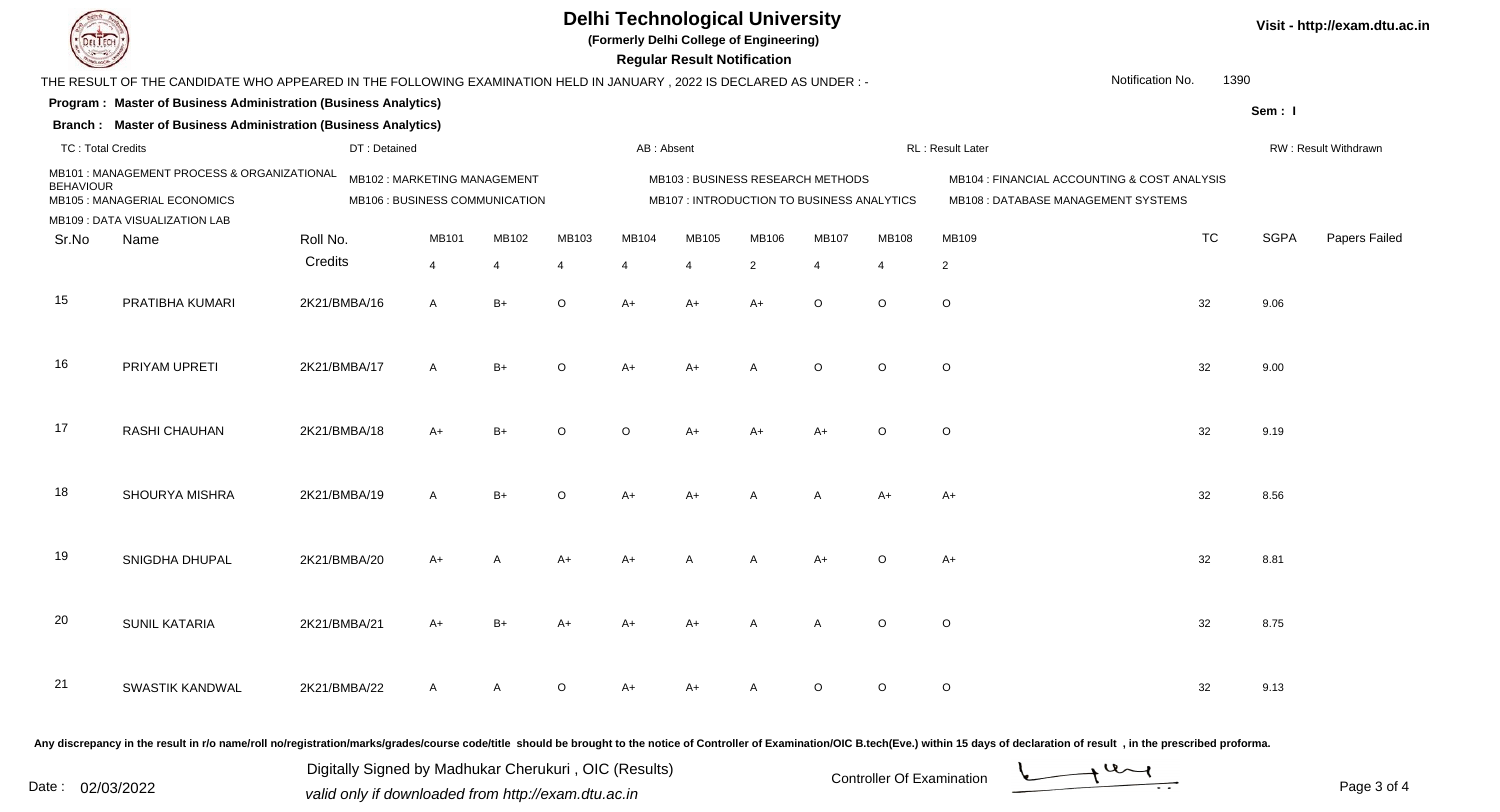# Delhi Technological University

**(Formerly Delhi College of Engineering)**

**Regular Result Notification**

Visit - http://exam.dtu.ac.in

THE RESULT OF THE CANDIDATE WHO APPEARED IN THE FOLLOWING EXAMINATION HELD IN JANUARY , 2022 IS DECLARED AS UNDER : -

Notification No. 1390

**Program : Master of Business Administration (Business Analytics)**

**Branch : Master of Business Administration (Business Analytics)**

Sem : I

TC : Total Credits | DT : Detained | AB : Absent | RL : Result Later | RW : Result Withdrawn

MB101 : MANAGEMENT PROCESS & ORGANIZATIONAL BEHAVIOUR
MB102 : MARKETING MANAGEMENT
MB103 : BUSINESS RESEARCH METHODS
MB104 : FINANCIAL ACCOUNTING & COST ANALYSIS
MB105 : MANAGERIAL ECONOMICS
MB106 : BUSINESS COMMUNICATION
MB107 : INTRODUCTION TO BUSINESS ANALYTICS
MB108 : DATABASE MANAGEMENT SYSTEMS
MB109 : DATA VISUALIZATION LAB

| Sr.No | Name | Roll No. | MB101 | MB102 | MB103 | MB104 | MB105 | MB106 | MB107 | MB108 | MB109 | TC | SGPA | Papers Failed |
|---|---|---|---|---|---|---|---|---|---|---|---|---|---|---|
| | | Credits | 4 | 4 | 4 | 4 | 4 | 2 | 4 | 4 | 2 | | | |
| 15 | PRATIBHA KUMARI | 2K21/BMBA/16 | A | B+ | O | A+ | A+ | A+ | O | O | O | 32 | 9.06 | |
| 16 | PRIYAM UPRETI | 2K21/BMBA/17 | A | B+ | O | A+ | A+ | A | O | O | O | 32 | 9.00 | |
| 17 | RASHI CHAUHAN | 2K21/BMBA/18 | A+ | B+ | O | O | A+ | A+ | A+ | O | O | 32 | 9.19 | |
| 18 | SHOURYA MISHRA | 2K21/BMBA/19 | A | B+ | O | A+ | A+ | A | A | A+ | A+ | 32 | 8.56 | |
| 19 | SNIGDHA DHUPAL | 2K21/BMBA/20 | A+ | A | A+ | A+ | A | A | A+ | O | A+ | 32 | 8.81 | |
| 20 | SUNIL KATARIA | 2K21/BMBA/21 | A+ | B+ | A+ | A+ | A+ | A | A | O | O | 32 | 8.75 | |
| 21 | SWASTIK KANDWAL | 2K21/BMBA/22 | A | A | O | A+ | A+ | A | O | O | O | 32 | 9.13 | |

Any discrepancy in the result in r/o name/roll no/registration/marks/grades/course code/title should be brought to the notice of Controller of Examination/OIC B.tech(Eve.) within 15 days of declaration of result , in the prescribed proforma.

Date : 02/03/2022

Digitally Signed by Madhukar Cherukuri , OIC (Results)
valid only if downloaded from http://exam.dtu.ac.in

Controller Of Examination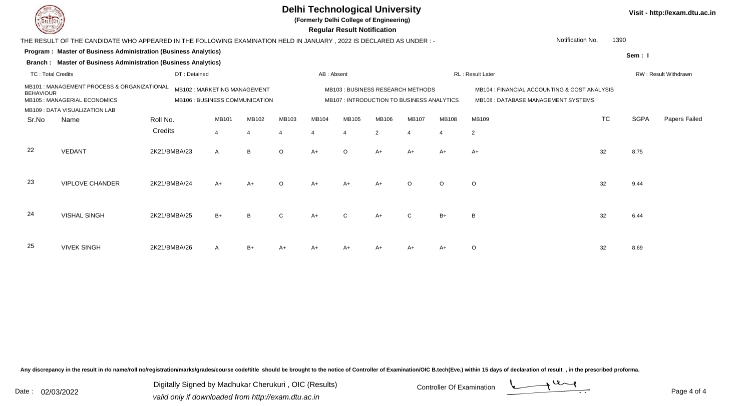# Delhi Technological University

**(Formerly Delhi College of Engineering)**

**Regular Result Notification**

Visit - http://exam.dtu.ac.in

THE RESULT OF THE CANDIDATE WHO APPEARED IN THE FOLLOWING EXAMINATION HELD IN JANUARY , 2022 IS DECLARED AS UNDER : -

Notification No. 1390

**Program : Master of Business Administration (Business Analytics)**

**Sem : I**

**Branch : Master of Business Administration (Business Analytics)**

TC : Total Credits | DT : Detained | AB : Absent | RL : Result Later | RW : Result Withdrawn

MB101 : MANAGEMENT PROCESS & ORGANIZATIONAL BEHAVIOUR
MB102 : MARKETING MANAGEMENT
MB103 : BUSINESS RESEARCH METHODS
MB104 : FINANCIAL ACCOUNTING & COST ANALYSIS
MB105 : MANAGERIAL ECONOMICS
MB106 : BUSINESS COMMUNICATION
MB107 : INTRODUCTION TO BUSINESS ANALYTICS
MB108 : DATABASE MANAGEMENT SYSTEMS
MB109 : DATA VISUALIZATION LAB

| Sr.No | Name | Roll No. | MB101 | MB102 | MB103 | MB104 | MB105 | MB106 | MB107 | MB108 | MB109 | TC | SGPA | Papers Failed |
|---|---|---|---|---|---|---|---|---|---|---|---|---|---|---|
| | | Credits | 4 | 4 | 4 | 4 | 4 | 2 | 4 | 4 | 2 | | | |
| 22 | VEDANT | 2K21/BMBA/23 | A | B | O | A+ | O | A+ | A+ | A+ | A+ | 32 | 8.75 | |
| 23 | VIPLOVE CHANDER | 2K21/BMBA/24 | A+ | A+ | O | A+ | A+ | A+ | O | O | O | 32 | 9.44 | |
| 24 | VISHAL SINGH | 2K21/BMBA/25 | B+ | B | C | A+ | C | A+ | C | B+ | B | 32 | 6.44 | |
| 25 | VIVEK SINGH | 2K21/BMBA/26 | A | B+ | A+ | A+ | A+ | A+ | A+ | A+ | O | 32 | 8.69 | |

Any discrepancy in the result in r/o name/roll no/registration/marks/grades/course code/title should be brought to the notice of Controller of Examination/OIC B.tech(Eve.) within 15 days of declaration of result , in the prescribed proforma.

Date : 02/03/2022

Digitally Signed by Madhukar Cherukuri , OIC (Results)
*valid only if downloaded from http://exam.dtu.ac.in*

Controller Of Examination